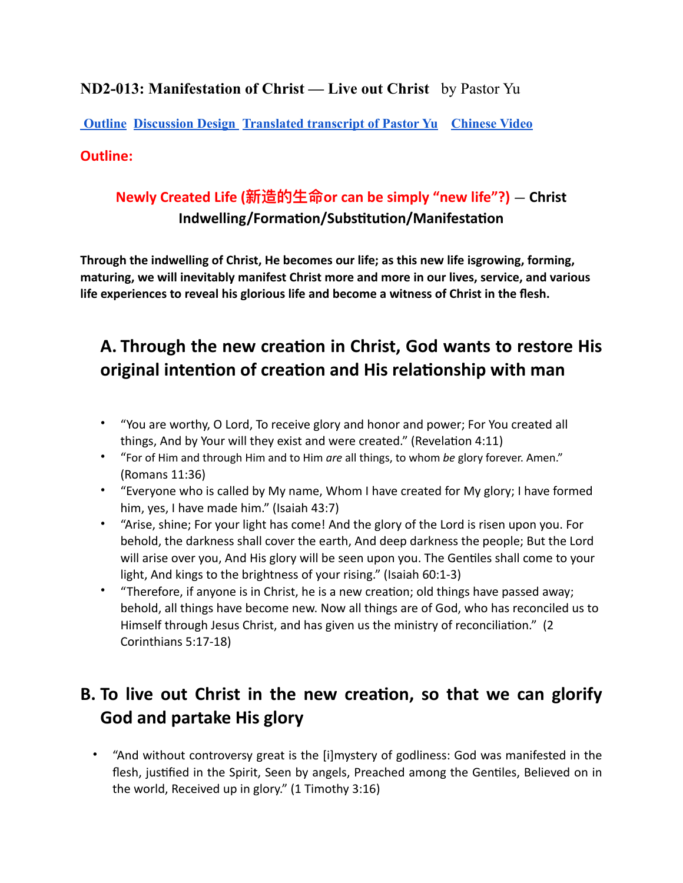# ND2-013: Manifestation of Christ — Live out Christ   by Pastor Yu

[Outline](#) [Discussion Design](#) [Translated transcript of Pastor Yu](#) [Chinese Video](#)

**Outline:**

**Newly Created Life (新造的生命or can be simply "new life"?) — Christ Indwelling/Formation/Substitution/Manifestation**

**Through the indwelling of Christ, He becomes our life; as this new life isgrowing, forming, maturing, we will inevitably manifest Christ more and more in our lives, service, and various life experiences to reveal his glorious life and become a witness of Christ in the flesh.**

## A. Through the new creation in Christ, God wants to restore His original intention of creation and His relationship with man

- "You are worthy, O Lord, To receive glory and honor and power; For You created all things, And by Your will they exist and were created." (Revelation 4:11)
- "For of Him and through Him and to Him *are* all things, to whom *be* glory forever. Amen." (Romans 11:36)
- "Everyone who is called by My name, Whom I have created for My glory; I have formed him, yes, I have made him." (Isaiah 43:7)
- "Arise, shine; For your light has come! And the glory of the Lord is risen upon you. For behold, the darkness shall cover the earth, And deep darkness the people; But the Lord will arise over you, And His glory will be seen upon you. The Gentiles shall come to your light, And kings to the brightness of your rising." (Isaiah 60:1-3)
- "Therefore, if anyone is in Christ, he is a new creation; old things have passed away; behold, all things have become new. Now all things are of God, who has reconciled us to Himself through Jesus Christ, and has given us the ministry of reconciliation." (2 Corinthians 5:17-18)

## B. To live out Christ in the new creation, so that we can glorify God and partake His glory

- "And without controversy great is the [i]mystery of godliness: God was manifested in the flesh, justified in the Spirit, Seen by angels, Preached among the Gentiles, Believed on in the world, Received up in glory." (1 Timothy 3:16)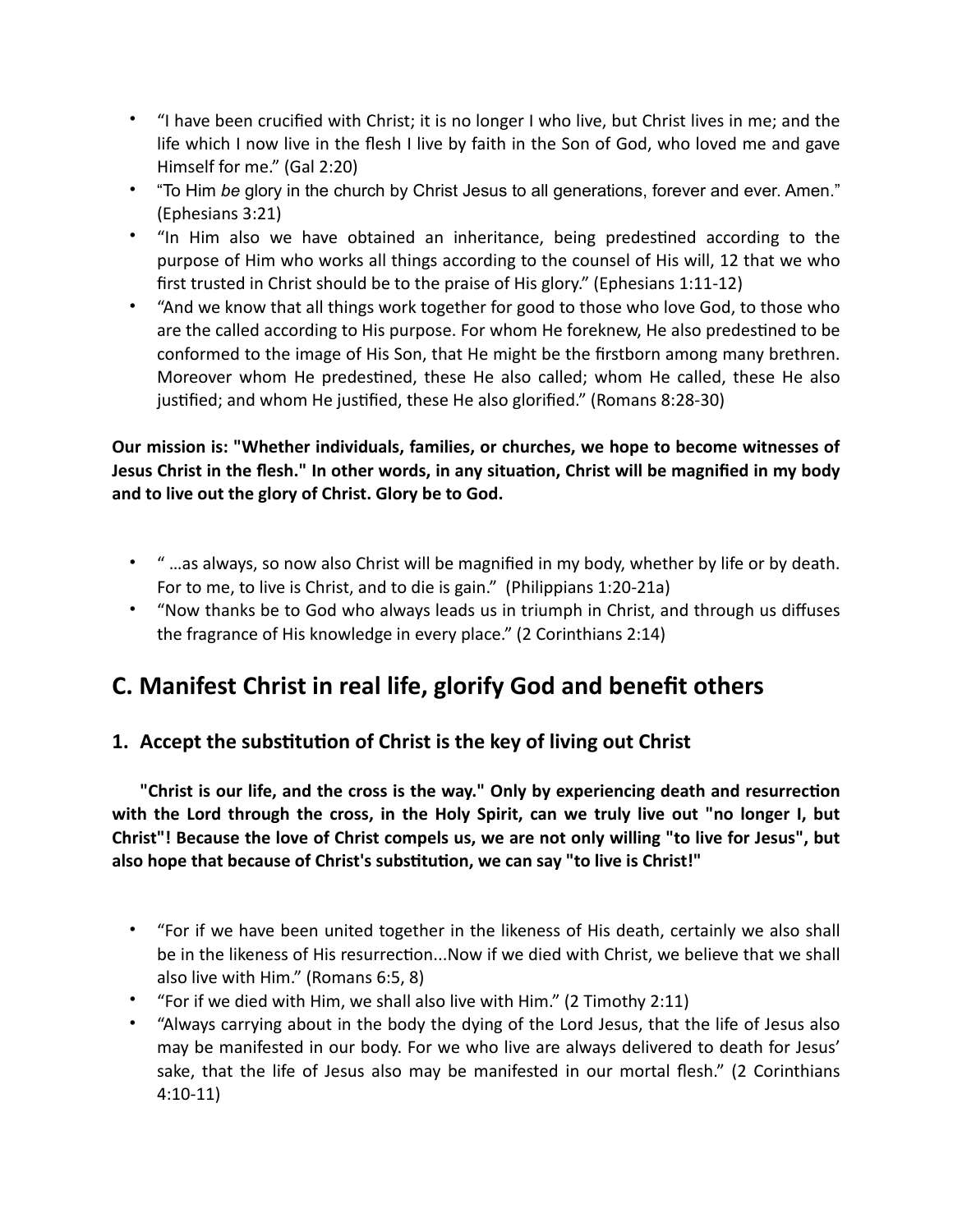- "I have been crucified with Christ; it is no longer I who live, but Christ lives in me; and the life which I now live in the flesh I live by faith in the Son of God, who loved me and gave Himself for me." (Gal 2:20)
- "To Him *be* glory in the church by Christ Jesus to all generations, forever and ever. Amen." (Ephesians 3:21)
- "In Him also we have obtained an inheritance, being predestined according to the purpose of Him who works all things according to the counsel of His will, 12 that we who first trusted in Christ should be to the praise of His glory." (Ephesians 1:11-12)
- "And we know that all things work together for good to those who love God, to those who are the called according to His purpose. For whom He foreknew, He also predestined to be conformed to the image of His Son, that He might be the firstborn among many brethren. Moreover whom He predestined, these He also called; whom He called, these He also justified; and whom He justified, these He also glorified." (Romans 8:28-30)

**Our mission is: "Whether individuals, families, or churches, we hope to become witnesses of Jesus Christ in the flesh." In other words, in any situation, Christ will be magnified in my body and to live out the glory of Christ. Glory be to God.**

- " …as always, so now also Christ will be magnified in my body, whether by life or by death. For to me, to live is Christ, and to die is gain." (Philippians 1:20-21a)
- "Now thanks be to God who always leads us in triumph in Christ, and through us diffuses the fragrance of His knowledge in every place." (2 Corinthians 2:14)

## C. Manifest Christ in real life, glorify God and benefit others

### 1. Accept the substitution of Christ is the key of living out Christ

**"Christ is our life, and the cross is the way." Only by experiencing death and resurrection with the Lord through the cross, in the Holy Spirit, can we truly live out "no longer I, but Christ"! Because the love of Christ compels us, we are not only willing "to live for Jesus", but also hope that because of Christ's substitution, we can say "to live is Christ!"**

- "For if we have been united together in the likeness of His death, certainly we also shall be in the likeness of His resurrection...Now if we died with Christ, we believe that we shall also live with Him." (Romans 6:5, 8)
- "For if we died with Him, we shall also live with Him." (2 Timothy 2:11)
- "Always carrying about in the body the dying of the Lord Jesus, that the life of Jesus also may be manifested in our body. For we who live are always delivered to death for Jesus' sake, that the life of Jesus also may be manifested in our mortal flesh." (2 Corinthians 4:10-11)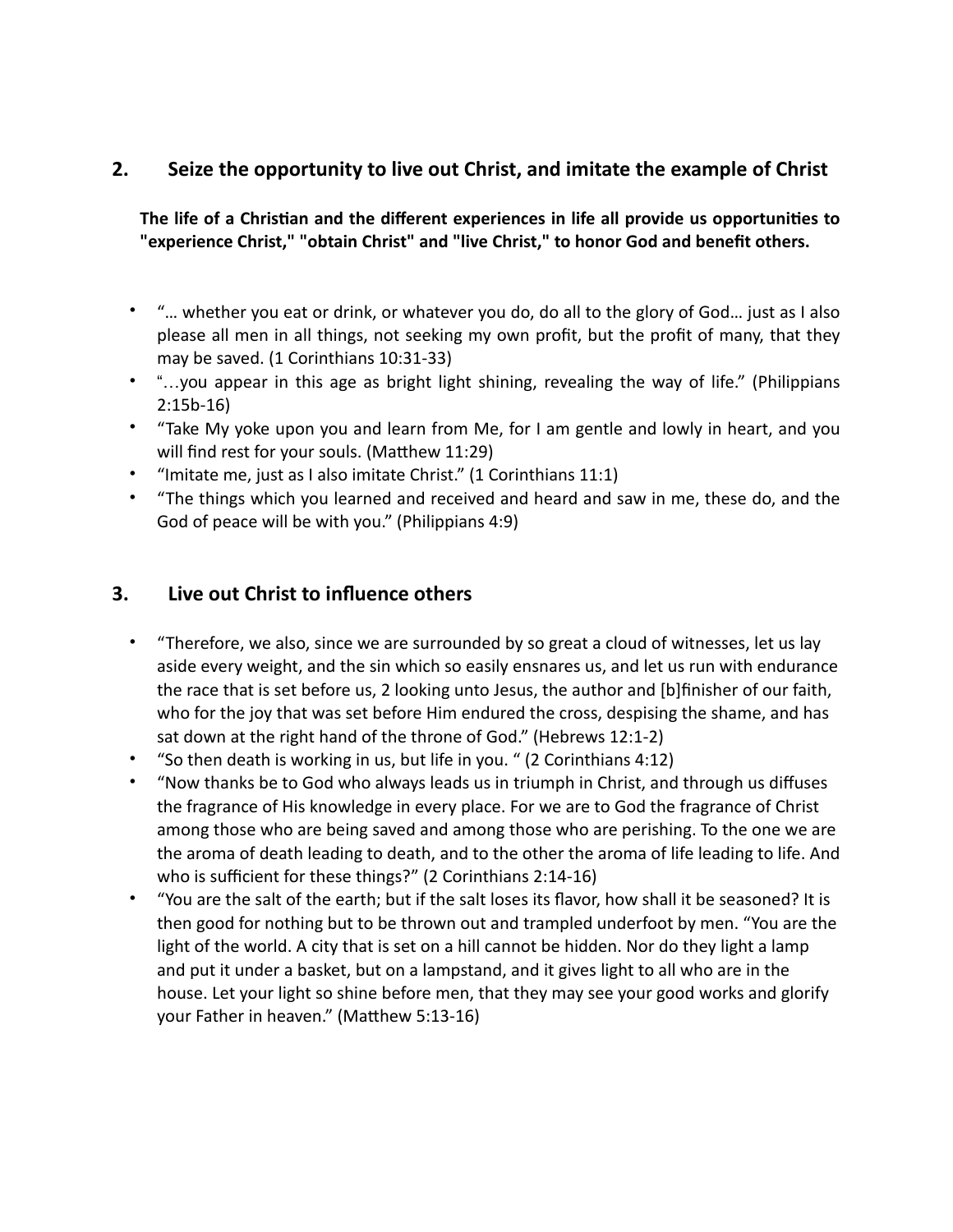## 2. Seize the opportunity to live out Christ, and imitate the example of Christ

**The life of a Christian and the different experiences in life all provide us opportunities to "experience Christ," "obtain Christ" and "live Christ," to honor God and benefit others.**

- "… whether you eat or drink, or whatever you do, do all to the glory of God… just as I also please all men in all things, not seeking my own profit, but the profit of many, that they may be saved. (1 Corinthians 10:31-33)
- "…you appear in this age as bright light shining, revealing the way of life." (Philippians 2:15b-16)
- "Take My yoke upon you and learn from Me, for I am gentle and lowly in heart, and you will find rest for your souls. (Matthew 11:29)
- "Imitate me, just as I also imitate Christ." (1 Corinthians 11:1)
- "The things which you learned and received and heard and saw in me, these do, and the God of peace will be with you." (Philippians 4:9)

## 3. Live out Christ to influence others

- "Therefore, we also, since we are surrounded by so great a cloud of witnesses, let us lay aside every weight, and the sin which so easily ensnares us, and let us run with endurance the race that is set before us, 2 looking unto Jesus, the author and [b]finisher of our faith, who for the joy that was set before Him endured the cross, despising the shame, and has sat down at the right hand of the throne of God." (Hebrews 12:1-2)
- "So then death is working in us, but life in you. " (2 Corinthians 4:12)
- "Now thanks be to God who always leads us in triumph in Christ, and through us diffuses the fragrance of His knowledge in every place. For we are to God the fragrance of Christ among those who are being saved and among those who are perishing. To the one we are the aroma of death leading to death, and to the other the aroma of life leading to life. And who is sufficient for these things?" (2 Corinthians 2:14-16)
- "You are the salt of the earth; but if the salt loses its flavor, how shall it be seasoned? It is then good for nothing but to be thrown out and trampled underfoot by men. "You are the light of the world. A city that is set on a hill cannot be hidden. Nor do they light a lamp and put it under a basket, but on a lampstand, and it gives light to all who are in the house. Let your light so shine before men, that they may see your good works and glorify your Father in heaven." (Matthew 5:13-16)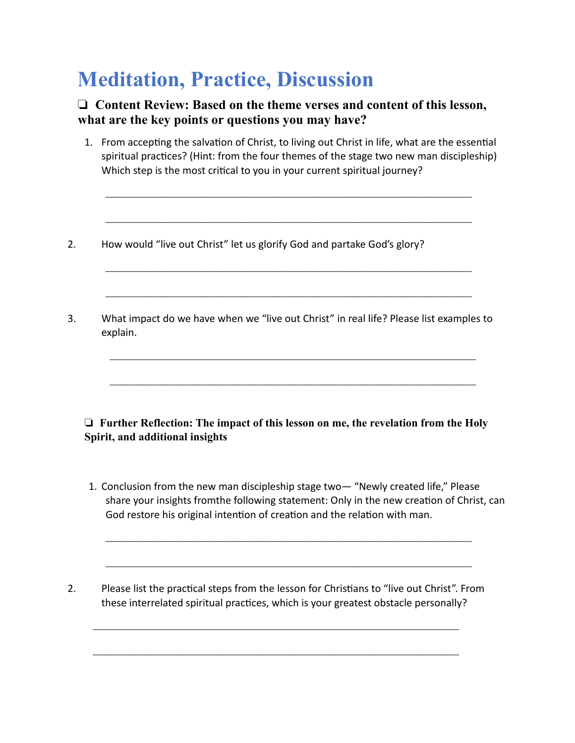# Meditation, Practice, Discussion

❏ **Content Review: Based on the theme verses and content of this lesson, what are the key points or questions you may have?**

1. From accepting the salvation of Christ, to living out Christ in life, what are the essential spiritual practices? (Hint: from the four themes of the stage two new man discipleship) Which step is the most critical to you in your current spiritual journey?

   ________________________________________________________________

   ________________________________________________________________

2. How would "live out Christ" let us glorify God and partake God's glory?

   ________________________________________________________________

   ________________________________________________________________

3. What impact do we have when we "live out Christ" in real life? Please list examples to explain.

   ________________________________________________________________

   ________________________________________________________________

❏ **Further Reflection: The impact of this lesson on me, the revelation from the Holy Spirit, and additional insights**

1. Conclusion from the new man discipleship stage two— "Newly created life," Please share your insights fromthe following statement: Only in the new creation of Christ, can God restore his original intention of creation and the relation with man.

   ________________________________________________________________

   ________________________________________________________________

2. Please list the practical steps from the lesson for Christians to "live out Christ". From these interrelated spiritual practices, which is your greatest obstacle personally?

   ________________________________________________________________

   ________________________________________________________________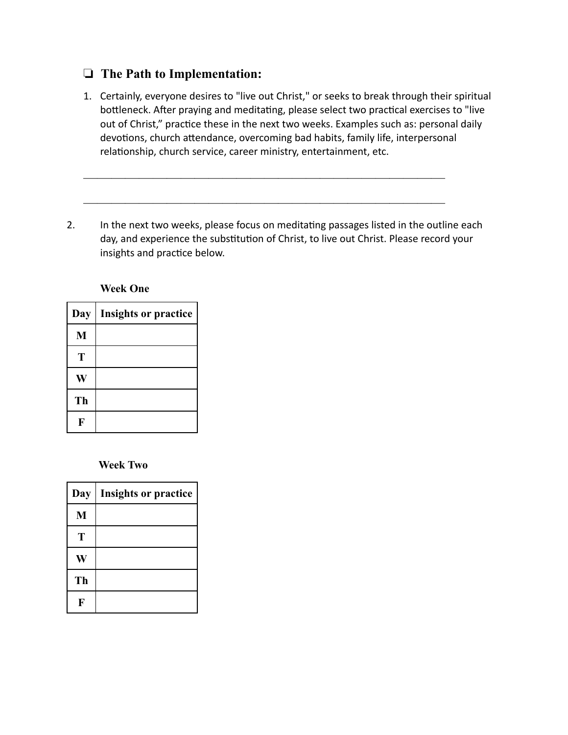## ❏ The Path to Implementation:

1. Certainly, everyone desires to "live out Christ," or seeks to break through their spiritual bottleneck. After praying and meditating, please select two practical exercises to "live out of Christ," practice these in the next two weeks. Examples such as: personal daily devotions, church attendance, overcoming bad habits, family life, interpersonal relationship, church service, career ministry, entertainment, etc.

___________________________________________________________________________

___________________________________________________________________________

2. In the next two weeks, please focus on meditating passages listed in the outline each day, and experience the substitution of Christ, to live out Christ. Please record your insights and practice below.

**Week One**

| Day | Insights or practice |
|---|---|
| **M** | |
| **T** | |
| **W** | |
| **Th** | |
| **F** | |

**Week Two**

| Day | Insights or practice |
|---|---|
| **M** | |
| **T** | |
| **W** | |
| **Th** | |
| **F** | |